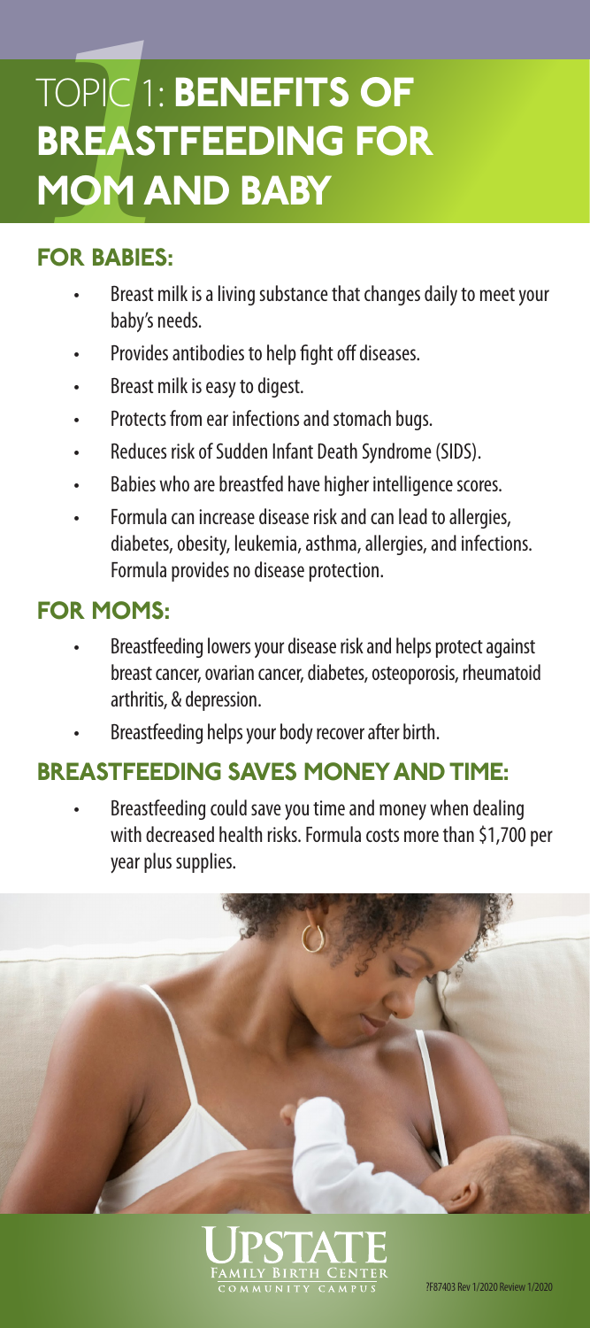# TOPIC 1: **BENEFITS OF BREASTFEEDING FOR MOM AND BABY**

## FOR BABIES:

- Breast milk is a living substance that changes daily to meet your baby's needs.
- Provides antibodies to help fight off diseases.
- Breast milk is easy to digest.
- Protects from ear infections and stomach bugs.
- Reduces risk of Sudden Infant Death Syndrome (SIDS).
- Babies who are breastfed have higher intelligence scores.
- Formula can increase disease risk and can lead to allergies, diabetes, obesity, leukemia, asthma, allergies, and infections. Formula provides no disease protection.

## FOR MOMS:

- Breastfeeding lowers your disease risk and helps protect against breast cancer, ovarian cancer, diabetes, osteoporosis, rheumatoid arthritis, & depression.
- Breastfeeding helps your body recover after birth.

## BREASTFEEDING SAVES MONEY AND TIME:

- Breastfeeding could save you time and money when dealing with decreased health risks. Formula costs more than $1,700 per year plus supplies.

UPSTATE
FAMILY BIRTH CENTER
COMMUNITY CAMPUS

?F87403 Rev 1/2020 Review 1/2020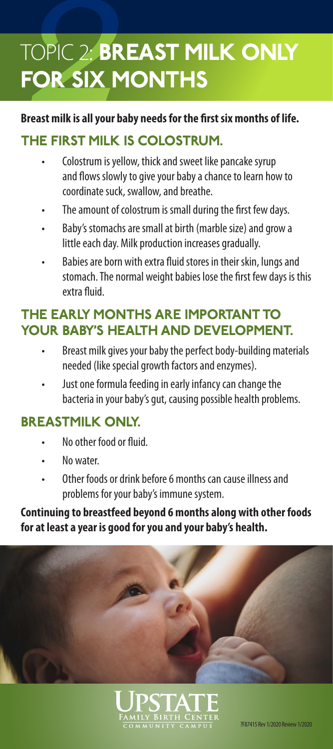# TOPIC 2: **BREAST MILK ONLY FOR SIX MONTHS**

**Breast milk is all your baby needs for the first six months of life.**

## THE FIRST MILK IS COLOSTRUM.

- Colostrum is yellow, thick and sweet like pancake syrup and flows slowly to give your baby a chance to learn how to coordinate suck, swallow, and breathe.
- The amount of colostrum is small during the first few days.
- Baby's stomachs are small at birth (marble size) and grow a little each day. Milk production increases gradually.
- Babies are born with extra fluid stores in their skin, lungs and stomach. The normal weight babies lose the first few days is this extra fluid.

## THE EARLY MONTHS ARE IMPORTANT TO YOUR BABY'S HEALTH AND DEVELOPMENT.

- Breast milk gives your baby the perfect body-building materials needed (like special growth factors and enzymes).
- Just one formula feeding in early infancy can change the bacteria in your baby's gut, causing possible health problems.

## BREASTMILK ONLY.

- No other food or fluid.
- No water.
- Other foods or drink before 6 months can cause illness and problems for your baby's immune system.

**Continuing to breastfeed beyond 6 months along with other foods for at least a year is good for you and your baby's health.**

UPSTATE
FAMILY BIRTH CENTER
COMMUNITY CAMPUS

?F87415 Rev 1/2020 Review 1/2020